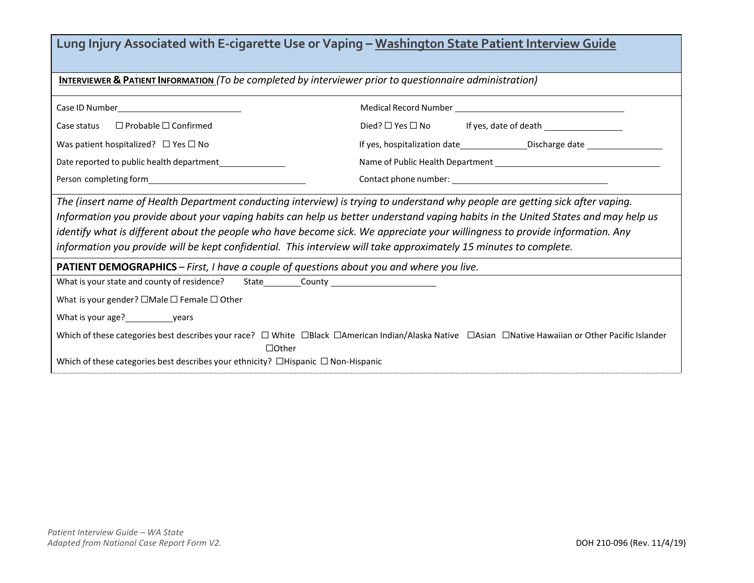# Lung Injury Associated with E-cigarette Use or Vaping – Washington State Patient Interview Guide

**INTERVIEWER & PATIENT INFORMATION** *(To be completed by interviewer prior to questionnaire administration)*

Case ID Number\_\_\_\_\_\_\_\_\_\_\_\_\_\_\_\_\_\_\_\_\_\_\_\_\_\_

Medical Record Number \_\_\_\_\_\_\_\_\_\_\_\_\_\_\_\_\_\_\_\_\_\_\_\_\_\_\_\_\_\_\_\_\_\_\_\_\_

Case status ☐ Probable ☐ Confirmed

Died? ☐ Yes ☐ No If yes, date of death \_\_\_\_\_\_\_\_\_\_\_\_\_\_\_\_

Was patient hospitalized? ☐ Yes ☐ No

If yes, hospitalization date\_\_\_\_\_\_\_\_\_\_\_\_\_\_Discharge date \_\_\_\_\_\_\_\_\_\_\_\_\_\_\_\_

Date reported to public health department\_\_\_\_\_\_\_\_\_\_\_\_\_\_

Name of Public Health Department \_\_\_\_\_\_\_\_\_\_\_\_\_\_\_\_\_\_\_\_\_\_\_\_\_\_\_\_\_\_\_\_\_\_\_\_\_

Person completing form\_\_\_\_\_\_\_\_\_\_\_\_\_\_\_\_\_\_\_\_\_\_\_\_\_\_\_\_\_\_\_\_\_\_

Contact phone number: \_\_\_\_\_\_\_\_\_\_\_\_\_\_\_\_\_\_\_\_\_\_\_\_\_\_\_\_\_\_\_\_\_\_

*The (insert name of Health Department conducting interview) is trying to understand why people are getting sick after vaping. Information you provide about your vaping habits can help us better understand vaping habits in the United States and may help us identify what is different about the people who have become sick. We appreciate your willingness to provide information. Any information you provide will be kept confidential. This interview will take approximately 15 minutes to complete.*

**PATIENT DEMOGRAPHICS** – *First, I have a couple of questions about you and where you live.*

What is your state and county of residence? State\_\_\_\_\_\_\_\_County \_\_\_\_\_\_\_\_\_\_\_\_\_\_\_\_\_\_\_\_\_\_

What is your gender? ☐Male ☐ Female ☐ Other

What is your age?\_\_\_\_\_\_\_\_\_\_years

Which of these categories best describes your race? ☐ White ☐Black ☐American Indian/Alaska Native ☐Asian ☐Native Hawaiian or Other Pacific Islander ☐Other

Which of these categories best describes your ethnicity? ☐Hispanic ☐ Non-Hispanic

*Patient Interview Guide – WA State*
*Adapted from National Case Report Form V2.*

DOH 210-096 (Rev. 11/4/19)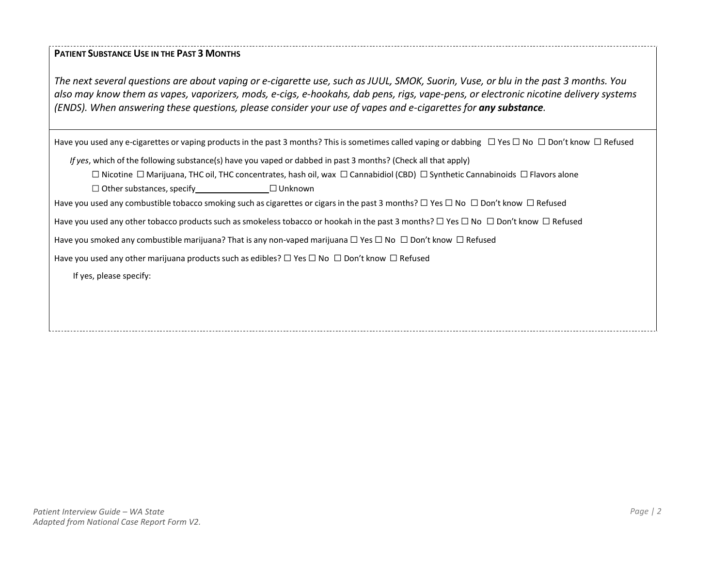**PATIENT SUBSTANCE USE IN THE PAST 3 MONTHS**

*The next several questions are about vaping or e-cigarette use, such as JUUL, SMOK, Suorin, Vuse, or blu in the past 3 months. You also may know them as vapes, vaporizers, mods, e-cigs, e-hookahs, dab pens, rigs, vape-pens, or electronic nicotine delivery systems (ENDS). When answering these questions, please consider your use of vapes and e-cigarettes for **any substance**.*

Have you used any e-cigarettes or vaping products in the past 3 months? This is sometimes called vaping or dabbing ☐ Yes ☐ No ☐ Don't know ☐ Refused

*If yes*, which of the following substance(s) have you vaped or dabbed in past 3 months? (Check all that apply)

☐ Nicotine ☐ Marijuana, THC oil, THC concentrates, hash oil, wax ☐ Cannabidiol (CBD) ☐ Synthetic Cannabinoids ☐ Flavors alone

☐ Other substances, specify________________ ☐ Unknown

Have you used any combustible tobacco smoking such as cigarettes or cigars in the past 3 months? ☐ Yes ☐ No ☐ Don't know ☐ Refused

Have you used any other tobacco products such as smokeless tobacco or hookah in the past 3 months? ☐ Yes ☐ No ☐ Don't know ☐ Refused

Have you smoked any combustible marijuana? That is any non-vaped marijuana ☐ Yes ☐ No ☐ Don't know ☐ Refused

Have you used any other marijuana products such as edibles? ☐ Yes ☐ No ☐ Don't know ☐ Refused

If yes, please specify:

*Patient Interview Guide – WA State*
*Adapted from National Case Report Form V2.*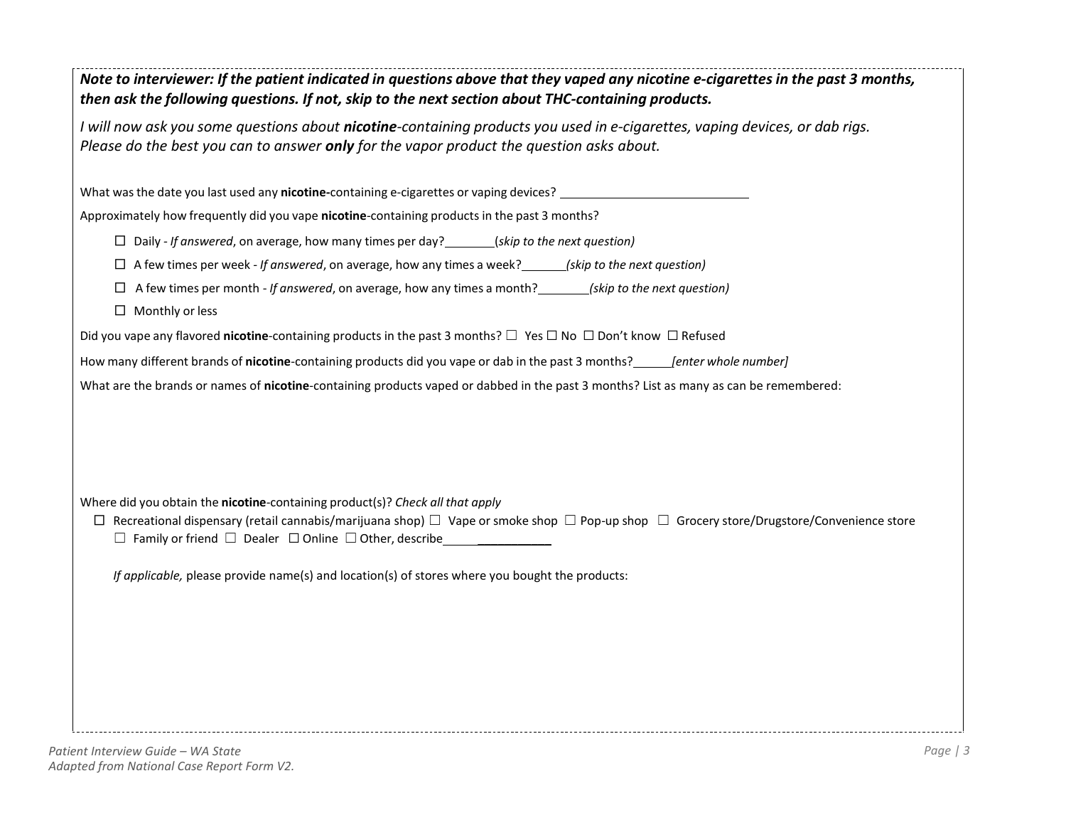***Note to interviewer: If the patient indicated in questions above that they vaped any nicotine e-cigarettes in the past 3 months, then ask the following questions. If not, skip to the next section about THC-containing products.***

*I will now ask you some questions about **nicotine**-containing products you used in e-cigarettes, vaping devices, or dab rigs. Please do the best you can to answer **only** for the vapor product the question asks about.*

What was the date you last used any **nicotine-**containing e-cigarettes or vaping devices? ____________________________

Approximately how frequently did you vape **nicotine**-containing products in the past 3 months?

- ☐ Daily - *If answered*, on average, how many times per day?________(*skip to the next question)*
- ☐ A few times per week - *If answered*, on average, how any times a week?_______*(skip to the next question)*
- ☐ A few times per month - *If answered*, on average, how any times a month?________*(skip to the next question)*
- ☐ Monthly or less

Did you vape any flavored **nicotine**-containing products in the past 3 months? ☐ Yes ☐ No ☐ Don't know ☐ Refused

How many different brands of **nicotine**-containing products did you vape or dab in the past 3 months?______*[enter whole number]*

What are the brands or names of **nicotine**-containing products vaped or dabbed in the past 3 months? List as many as can be remembered:

Where did you obtain the **nicotine**-containing product(s)? *Check all that apply*

☐ Recreational dispensary (retail cannabis/marijuana shop) ☐ Vape or smoke shop ☐ Pop-up shop ☐ Grocery store/Drugstore/Convenience store ☐ Family or friend ☐ Dealer ☐ Online ☐ Other, describe________________

*If applicable,* please provide name(s) and location(s) of stores where you bought the products: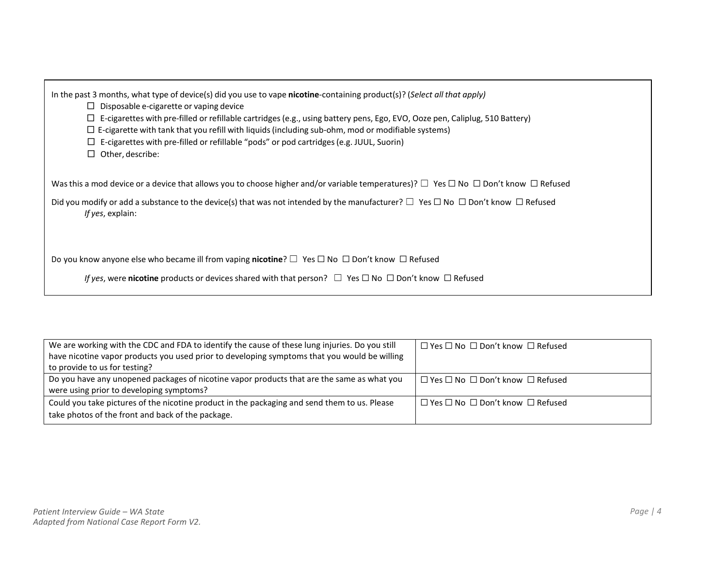In the past 3 months, what type of device(s) did you use to vape **nicotine**-containing product(s)? (*Select all that apply)*

- ☐ Disposable e-cigarette or vaping device
- ☐ E-cigarettes with pre-filled or refillable cartridges (e.g., using battery pens, Ego, EVO, Ooze pen, Caliplug, 510 Battery)
- ☐ E-cigarette with tank that you refill with liquids (including sub-ohm, mod or modifiable systems)
- ☐ E-cigarettes with pre-filled or refillable "pods" or pod cartridges (e.g. JUUL, Suorin)
- ☐ Other, describe:

Was this a mod device or a device that allows you to choose higher and/or variable temperatures)? ☐ Yes ☐ No ☐ Don't know ☐ Refused

Did you modify or add a substance to the device(s) that was not intended by the manufacturer? ☐ Yes ☐ No ☐ Don't know ☐ Refused

*If yes*, explain:

Do you know anyone else who became ill from vaping **nicotine**? ☐ Yes ☐ No ☐ Don't know ☐ Refused

*If yes*, were **nicotine** products or devices shared with that person? ☐ Yes ☐ No ☐ Don't know ☐ Refused

| | |
|---|---|
| We are working with the CDC and FDA to identify the cause of these lung injuries. Do you still have nicotine vapor products you used prior to developing symptoms that you would be willing to provide to us for testing? | ☐ Yes ☐ No ☐ Don't know ☐ Refused |
| Do you have any unopened packages of nicotine vapor products that are the same as what you were using prior to developing symptoms? | ☐ Yes ☐ No ☐ Don't know ☐ Refused |
| Could you take pictures of the nicotine product in the packaging and send them to us. Please take photos of the front and back of the package. | ☐ Yes ☐ No ☐ Don't know ☐ Refused |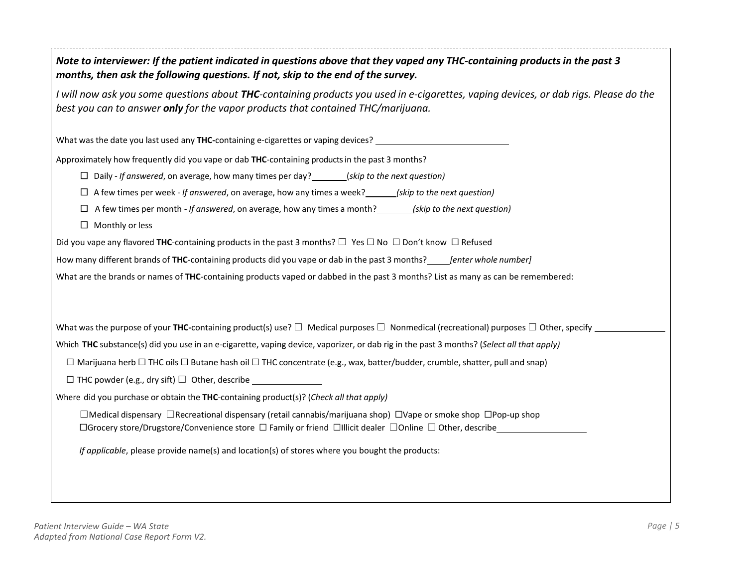***Note to interviewer: If the patient indicated in questions above that they vaped any THC-containing products in the past 3 months, then ask the following questions. If not, skip to the end of the survey.***

*I will now ask you some questions about* ***THC****-containing products you used in e-cigarettes, vaping devices, or dab rigs. Please do the best you can to answer* ***only*** *for the vapor products that contained THC/marijuana.*

What was the date you last used any **THC-**containing e-cigarettes or vaping devices? ____________________________

Approximately how frequently did you vape or dab **THC**-containing products in the past 3 months?

- ☐ Daily - *If answered*, on average, how many times per day?________(*skip to the next question)*
- ☐ A few times per week - *If answered*, on average, how any times a week?_______*(skip to the next question)*
- ☐ A few times per month - *If answered*, on average, how any times a month?________*(skip to the next question)*
- ☐ Monthly or less

Did you vape any flavored **THC**-containing products in the past 3 months? ☐ Yes ☐ No ☐ Don't know ☐ Refused

How many different brands of **THC**-containing products did you vape or dab in the past 3 months?_____*[enter whole number]*

What are the brands or names of **THC**-containing products vaped or dabbed in the past 3 months? List as many as can be remembered:

What was the purpose of your **THC-**containing product(s) use? ☐ Medical purposes ☐ Nonmedical (recreational) purposes ☐ Other, specify _______________

Which **THC** substance(s) did you use in an e-cigarette, vaping device, vaporizer, or dab rig in the past 3 months? (*Select all that apply)*

☐ Marijuana herb ☐ THC oils ☐ Butane hash oil ☐ THC concentrate (e.g., wax, batter/budder, crumble, shatter, pull and snap)

☐ THC powder (e.g., dry sift) ☐ Other, describe _______________

Where did you purchase or obtain the **THC**-containing product(s)? (*Check all that apply)*

☐Medical dispensary ☐Recreational dispensary (retail cannabis/marijuana shop) ☐Vape or smoke shop ☐Pop-up shop
☐Grocery store/Drugstore/Convenience store ☐ Family or friend ☐Illicit dealer ☐Online ☐ Other, describe____________________

*If applicable*, please provide name(s) and location(s) of stores where you bought the products: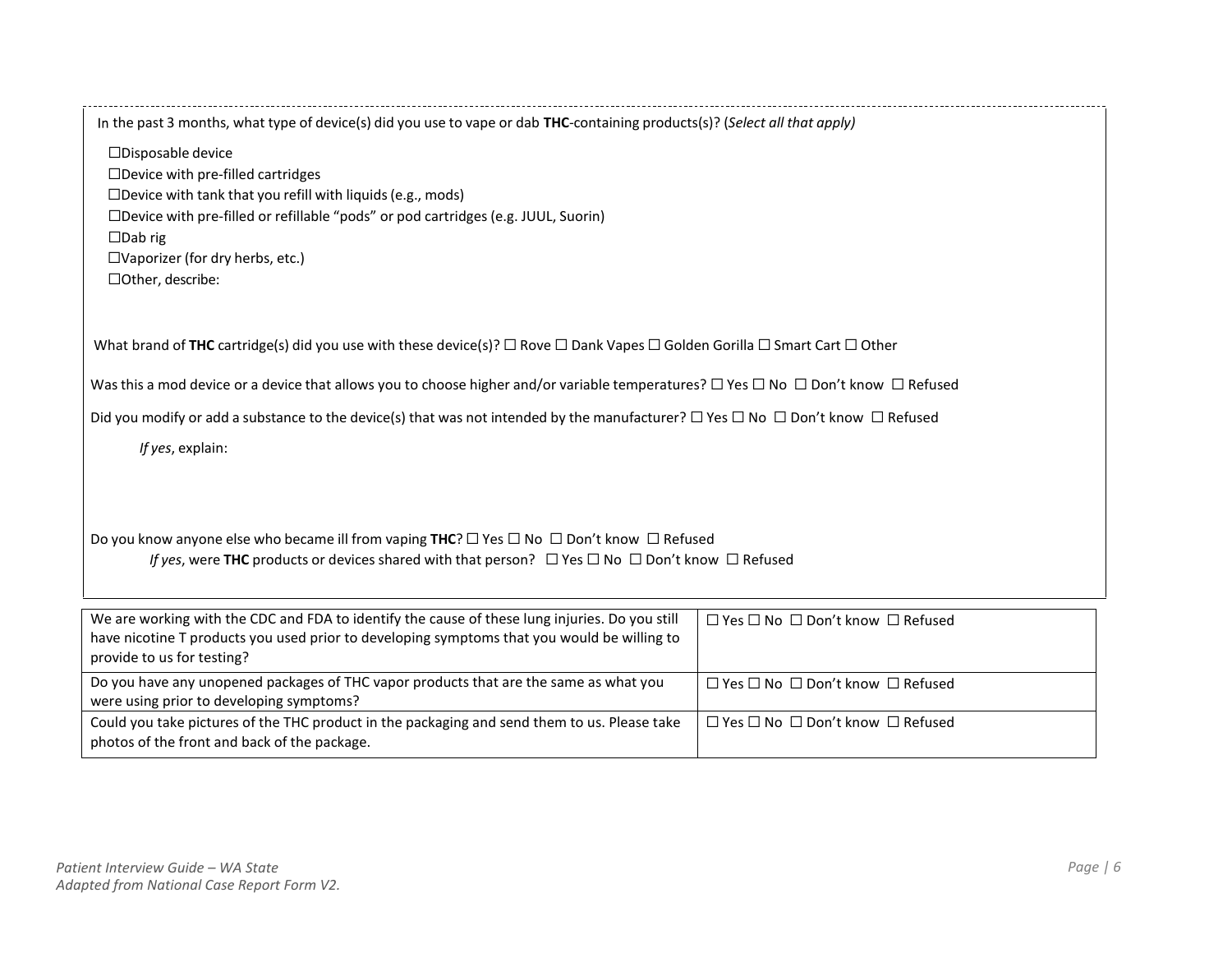In the past 3 months, what type of device(s) did you use to vape or dab **THC**-containing products(s)? (*Select all that apply)*

☐Disposable device
☐Device with pre-filled cartridges
☐Device with tank that you refill with liquids (e.g., mods)
☐Device with pre-filled or refillable "pods" or pod cartridges (e.g. JUUL, Suorin)
☐Dab rig
☐Vaporizer (for dry herbs, etc.)
☐Other, describe:

What brand of **THC** cartridge(s) did you use with these device(s)? ☐ Rove ☐ Dank Vapes ☐ Golden Gorilla ☐ Smart Cart ☐ Other

Was this a mod device or a device that allows you to choose higher and/or variable temperatures? ☐ Yes ☐ No ☐ Don't know ☐ Refused

Did you modify or add a substance to the device(s) that was not intended by the manufacturer? ☐ Yes ☐ No ☐ Don't know ☐ Refused

*If yes*, explain:

Do you know anyone else who became ill from vaping **THC**? ☐ Yes ☐ No ☐ Don't know ☐ Refused
*If yes*, were **THC** products or devices shared with that person? ☐ Yes ☐ No ☐ Don't know ☐ Refused

| | |
|---|---|
| We are working with the CDC and FDA to identify the cause of these lung injuries. Do you still have nicotine T products you used prior to developing symptoms that you would be willing to provide to us for testing? | ☐ Yes ☐ No ☐ Don't know ☐ Refused |
| Do you have any unopened packages of THC vapor products that are the same as what you were using prior to developing symptoms? | ☐ Yes ☐ No ☐ Don't know ☐ Refused |
| Could you take pictures of the THC product in the packaging and send them to us. Please take photos of the front and back of the package. | ☐ Yes ☐ No ☐ Don't know ☐ Refused |